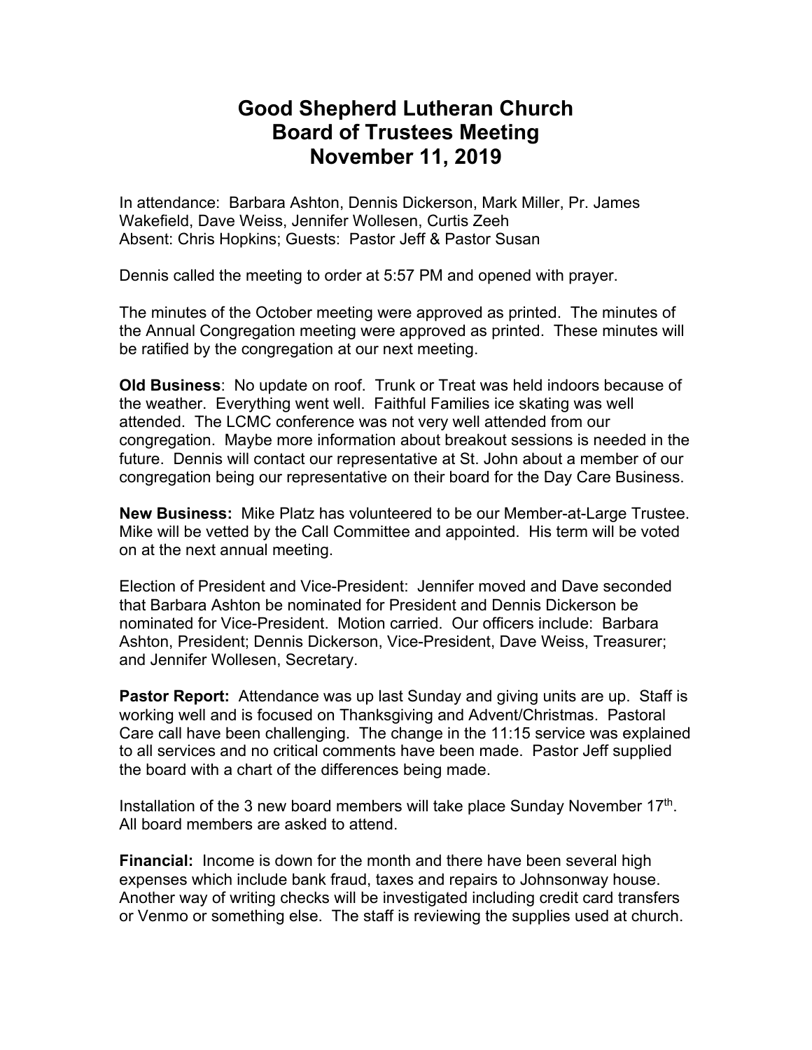# Good Shepherd Lutheran Church
# Board of Trustees Meeting
# November 11, 2019

In attendance: Barbara Ashton, Dennis Dickerson, Mark Miller, Pr. James Wakefield, Dave Weiss, Jennifer Wollesen, Curtis Zeeh
Absent: Chris Hopkins; Guests: Pastor Jeff & Pastor Susan

Dennis called the meeting to order at 5:57 PM and opened with prayer.

The minutes of the October meeting were approved as printed. The minutes of the Annual Congregation meeting were approved as printed. These minutes will be ratified by the congregation at our next meeting.

**Old Business**: No update on roof. Trunk or Treat was held indoors because of the weather. Everything went well. Faithful Families ice skating was well attended. The LCMC conference was not very well attended from our congregation. Maybe more information about breakout sessions is needed in the future. Dennis will contact our representative at St. John about a member of our congregation being our representative on their board for the Day Care Business.

**New Business:** Mike Platz has volunteered to be our Member-at-Large Trustee. Mike will be vetted by the Call Committee and appointed. His term will be voted on at the next annual meeting.

Election of President and Vice-President: Jennifer moved and Dave seconded that Barbara Ashton be nominated for President and Dennis Dickerson be nominated for Vice-President. Motion carried. Our officers include: Barbara Ashton, President; Dennis Dickerson, Vice-President, Dave Weiss, Treasurer; and Jennifer Wollesen, Secretary.

**Pastor Report:** Attendance was up last Sunday and giving units are up. Staff is working well and is focused on Thanksgiving and Advent/Christmas. Pastoral Care call have been challenging. The change in the 11:15 service was explained to all services and no critical comments have been made. Pastor Jeff supplied the board with a chart of the differences being made.

Installation of the 3 new board members will take place Sunday November 17th. All board members are asked to attend.

**Financial:** Income is down for the month and there have been several high expenses which include bank fraud, taxes and repairs to Johnsonway house. Another way of writing checks will be investigated including credit card transfers or Venmo or something else. The staff is reviewing the supplies used at church.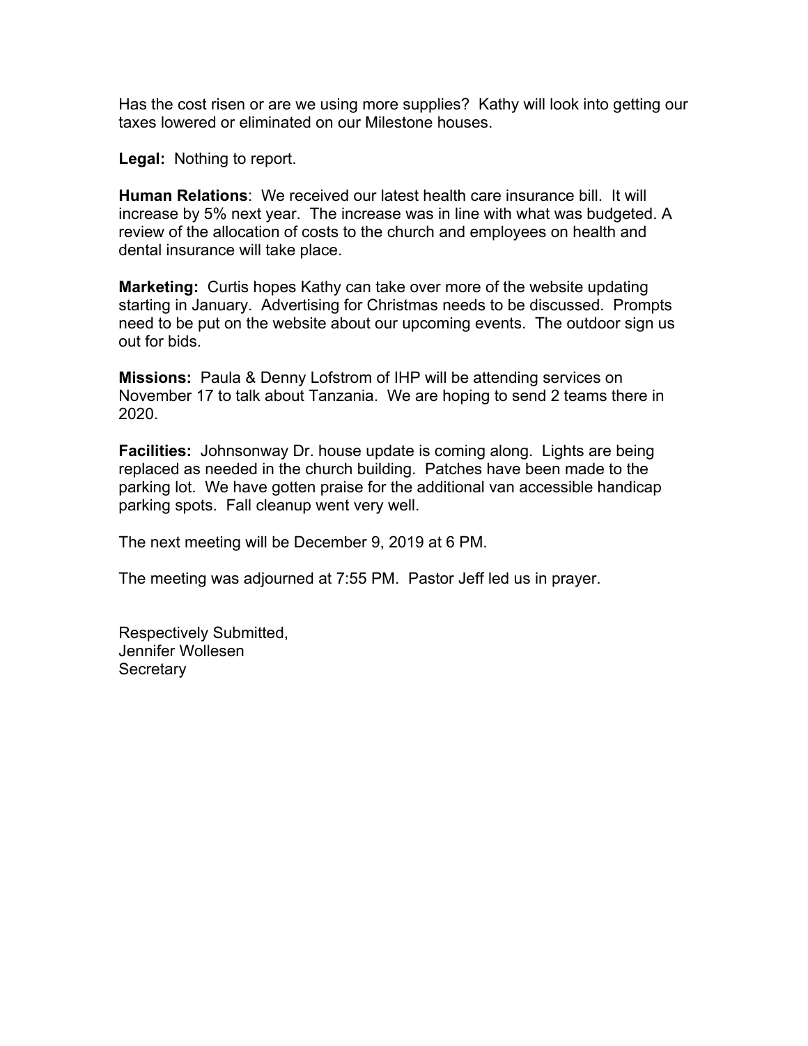Has the cost risen or are we using more supplies? Kathy will look into getting our taxes lowered or eliminated on our Milestone houses.

**Legal:** Nothing to report.

**Human Relations**: We received our latest health care insurance bill. It will increase by 5% next year. The increase was in line with what was budgeted. A review of the allocation of costs to the church and employees on health and dental insurance will take place.

**Marketing:** Curtis hopes Kathy can take over more of the website updating starting in January. Advertising for Christmas needs to be discussed. Prompts need to be put on the website about our upcoming events. The outdoor sign us out for bids.

**Missions:** Paula & Denny Lofstrom of IHP will be attending services on November 17 to talk about Tanzania. We are hoping to send 2 teams there in 2020.

**Facilities:** Johnsonway Dr. house update is coming along. Lights are being replaced as needed in the church building. Patches have been made to the parking lot. We have gotten praise for the additional van accessible handicap parking spots. Fall cleanup went very well.

The next meeting will be December 9, 2019 at 6 PM.

The meeting was adjourned at 7:55 PM. Pastor Jeff led us in prayer.

Respectively Submitted,
Jennifer Wollesen
Secretary